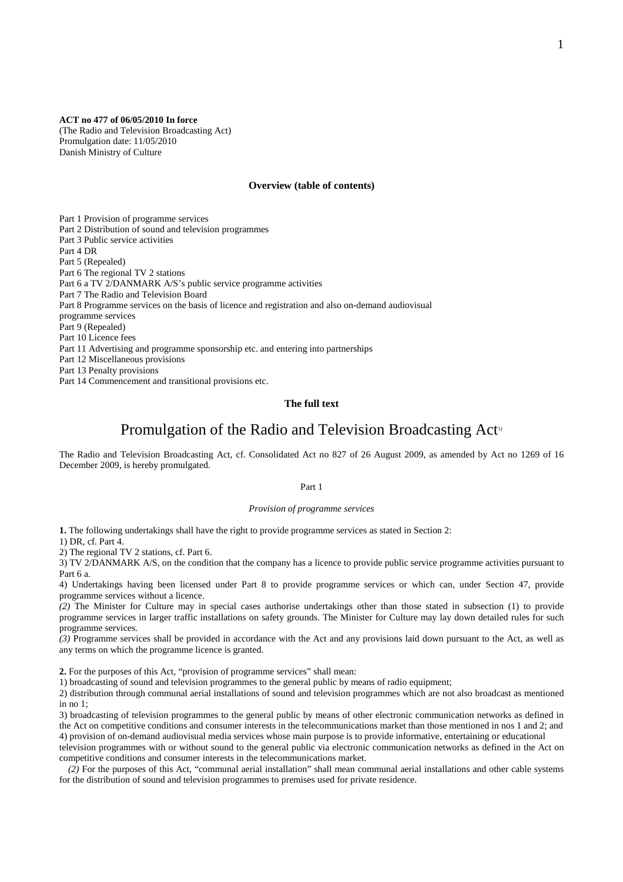**ACT no 477 of 06/05/2010 In force**
(The Radio and Television Broadcasting Act)
Promulgation date: 11/05/2010
Danish Ministry of Culture

**Overview (table of contents)**

Part 1 Provision of programme services
Part 2 Distribution of sound and television programmes
Part 3 Public service activities
Part 4 DR
Part 5 (Repealed)
Part 6 The regional TV 2 stations
Part 6 a TV 2/DANMARK A/S's public service programme activities
Part 7 The Radio and Television Board
Part 8 Programme services on the basis of licence and registration and also on-demand audiovisual programme services
Part 9 (Repealed)
Part 10 Licence fees
Part 11 Advertising and programme sponsorship etc. and entering into partnerships
Part 12 Miscellaneous provisions
Part 13 Penalty provisions
Part 14 Commencement and transitional provisions etc.

**The full text**

# Promulgation of the Radio and Television Broadcasting Act[1)]

The Radio and Television Broadcasting Act, cf. Consolidated Act no 827 of 26 August 2009, as amended by Act no 1269 of 16 December 2009, is hereby promulgated.

Part 1

*Provision of programme services*

**1.** The following undertakings shall have the right to provide programme services as stated in Section 2:
1) DR, cf. Part 4.
2) The regional TV 2 stations, cf. Part 6.
3) TV 2/DANMARK A/S, on the condition that the company has a licence to provide public service programme activities pursuant to Part 6 a.
4) Undertakings having been licensed under Part 8 to provide programme services or which can, under Section 47, provide programme services without a licence.

*(2)* The Minister for Culture may in special cases authorise undertakings other than those stated in subsection (1) to provide programme services in larger traffic installations on safety grounds. The Minister for Culture may lay down detailed rules for such programme services.

*(3)* Programme services shall be provided in accordance with the Act and any provisions laid down pursuant to the Act, as well as any terms on which the programme licence is granted.

**2.** For the purposes of this Act, "provision of programme services" shall mean:
1) broadcasting of sound and television programmes to the general public by means of radio equipment;
2) distribution through communal aerial installations of sound and television programmes which are not also broadcast as mentioned in no 1;
3) broadcasting of television programmes to the general public by means of other electronic communication networks as defined in the Act on competitive conditions and consumer interests in the telecommunications market than those mentioned in nos 1 and 2; and
4) provision of on-demand audiovisual media services whose main purpose is to provide informative, entertaining or educational television programmes with or without sound to the general public via electronic communication networks as defined in the Act on competitive conditions and consumer interests in the telecommunications market.

*(2)* For the purposes of this Act, "communal aerial installation" shall mean communal aerial installations and other cable systems for the distribution of sound and television programmes to premises used for private residence.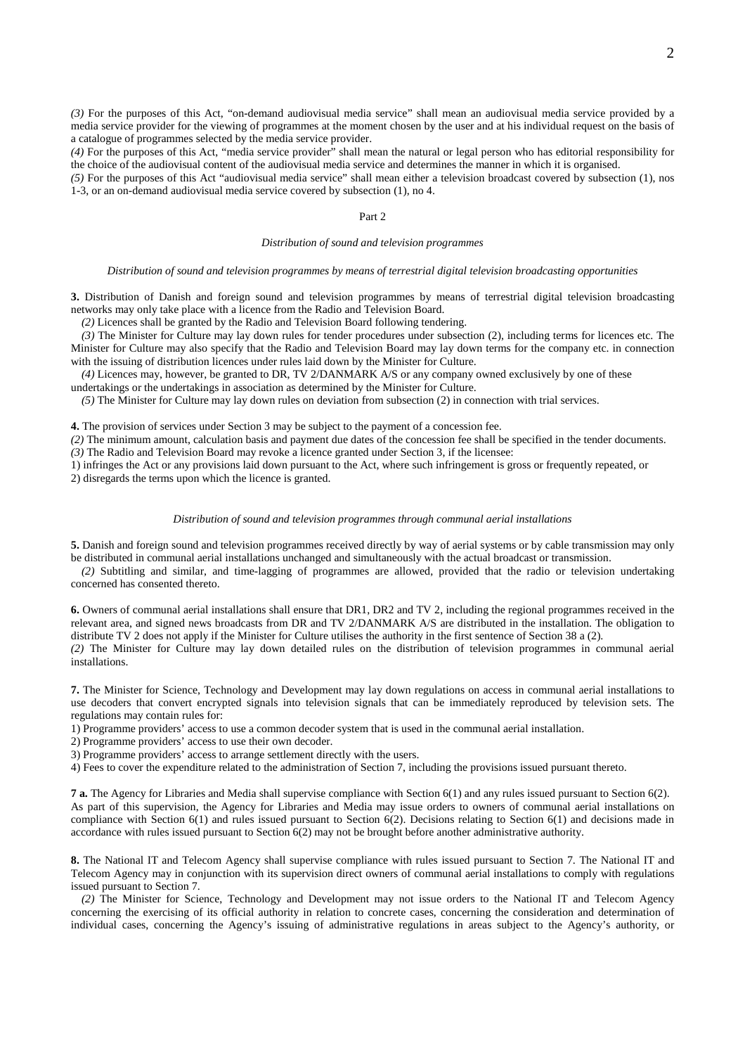*(3)* For the purposes of this Act, "on-demand audiovisual media service" shall mean an audiovisual media service provided by a media service provider for the viewing of programmes at the moment chosen by the user and at his individual request on the basis of a catalogue of programmes selected by the media service provider.

*(4)* For the purposes of this Act, "media service provider" shall mean the natural or legal person who has editorial responsibility for the choice of the audiovisual content of the audiovisual media service and determines the manner in which it is organised.

*(5)* For the purposes of this Act "audiovisual media service" shall mean either a television broadcast covered by subsection (1), nos 1-3, or an on-demand audiovisual media service covered by subsection (1), no 4.

## Part 2

### *Distribution of sound and television programmes*

#### *Distribution of sound and television programmes by means of terrestrial digital television broadcasting opportunities*

**3.** Distribution of Danish and foreign sound and television programmes by means of terrestrial digital television broadcasting networks may only take place with a licence from the Radio and Television Board.

*(2)* Licences shall be granted by the Radio and Television Board following tendering.

*(3)* The Minister for Culture may lay down rules for tender procedures under subsection (2), including terms for licences etc. The Minister for Culture may also specify that the Radio and Television Board may lay down terms for the company etc. in connection with the issuing of distribution licences under rules laid down by the Minister for Culture.

*(4)* Licences may, however, be granted to DR, TV 2/DANMARK A/S or any company owned exclusively by one of these undertakings or the undertakings in association as determined by the Minister for Culture.

*(5)* The Minister for Culture may lay down rules on deviation from subsection (2) in connection with trial services.

**4.** The provision of services under Section 3 may be subject to the payment of a concession fee.

*(2)* The minimum amount, calculation basis and payment due dates of the concession fee shall be specified in the tender documents.

*(3)* The Radio and Television Board may revoke a licence granted under Section 3, if the licensee:

1) infringes the Act or any provisions laid down pursuant to the Act, where such infringement is gross or frequently repeated, or

2) disregards the terms upon which the licence is granted.

#### *Distribution of sound and television programmes through communal aerial installations*

**5.** Danish and foreign sound and television programmes received directly by way of aerial systems or by cable transmission may only be distributed in communal aerial installations unchanged and simultaneously with the actual broadcast or transmission.

*(2)* Subtitling and similar, and time-lagging of programmes are allowed, provided that the radio or television undertaking concerned has consented thereto.

**6.** Owners of communal aerial installations shall ensure that DR1, DR2 and TV 2, including the regional programmes received in the relevant area, and signed news broadcasts from DR and TV 2/DANMARK A/S are distributed in the installation. The obligation to distribute TV 2 does not apply if the Minister for Culture utilises the authority in the first sentence of Section 38 a (2).

*(2)* The Minister for Culture may lay down detailed rules on the distribution of television programmes in communal aerial installations.

**7.** The Minister for Science, Technology and Development may lay down regulations on access in communal aerial installations to use decoders that convert encrypted signals into television signals that can be immediately reproduced by television sets. The regulations may contain rules for:

1) Programme providers' access to use a common decoder system that is used in the communal aerial installation.

2) Programme providers' access to use their own decoder.

3) Programme providers' access to arrange settlement directly with the users.

4) Fees to cover the expenditure related to the administration of Section 7, including the provisions issued pursuant thereto.

**7 a.** The Agency for Libraries and Media shall supervise compliance with Section 6(1) and any rules issued pursuant to Section 6(2). As part of this supervision, the Agency for Libraries and Media may issue orders to owners of communal aerial installations on compliance with Section 6(1) and rules issued pursuant to Section 6(2). Decisions relating to Section 6(1) and decisions made in accordance with rules issued pursuant to Section 6(2) may not be brought before another administrative authority.

**8.** The National IT and Telecom Agency shall supervise compliance with rules issued pursuant to Section 7. The National IT and Telecom Agency may in conjunction with its supervision direct owners of communal aerial installations to comply with regulations issued pursuant to Section 7.

*(2)* The Minister for Science, Technology and Development may not issue orders to the National IT and Telecom Agency concerning the exercising of its official authority in relation to concrete cases, concerning the consideration and determination of individual cases, concerning the Agency's issuing of administrative regulations in areas subject to the Agency's authority, or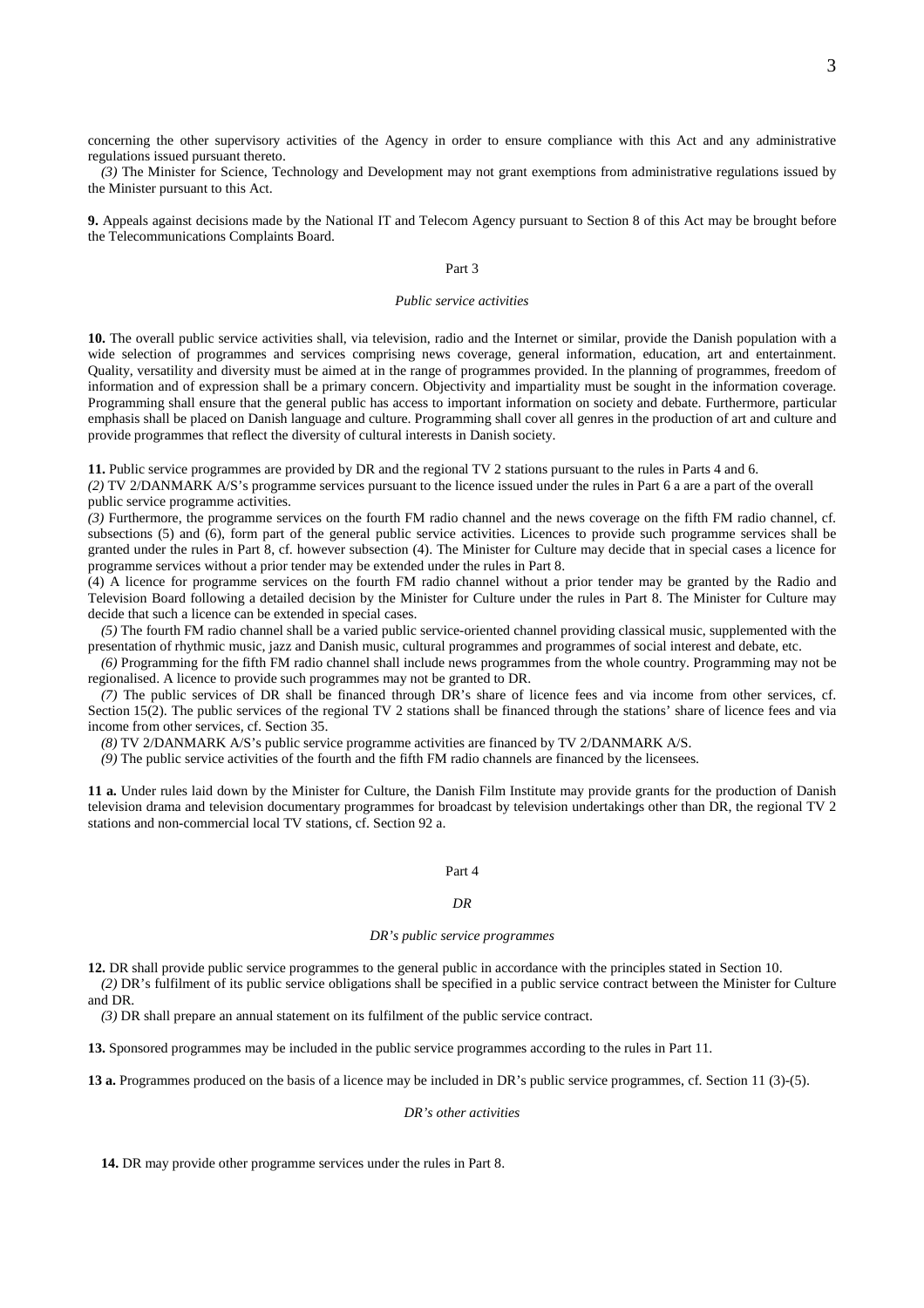concerning the other supervisory activities of the Agency in order to ensure compliance with this Act and any administrative regulations issued pursuant thereto.

*(3)* The Minister for Science, Technology and Development may not grant exemptions from administrative regulations issued by the Minister pursuant to this Act.

**9.** Appeals against decisions made by the National IT and Telecom Agency pursuant to Section 8 of this Act may be brought before the Telecommunications Complaints Board.

Part 3

*Public service activities*

**10.** The overall public service activities shall, via television, radio and the Internet or similar, provide the Danish population with a wide selection of programmes and services comprising news coverage, general information, education, art and entertainment. Quality, versatility and diversity must be aimed at in the range of programmes provided. In the planning of programmes, freedom of information and of expression shall be a primary concern. Objectivity and impartiality must be sought in the information coverage. Programming shall ensure that the general public has access to important information on society and debate. Furthermore, particular emphasis shall be placed on Danish language and culture. Programming shall cover all genres in the production of art and culture and provide programmes that reflect the diversity of cultural interests in Danish society.

**11.** Public service programmes are provided by DR and the regional TV 2 stations pursuant to the rules in Parts 4 and 6.

*(2)* TV 2/DANMARK A/S's programme services pursuant to the licence issued under the rules in Part 6 a are a part of the overall public service programme activities.

*(3)* Furthermore, the programme services on the fourth FM radio channel and the news coverage on the fifth FM radio channel, cf. subsections (5) and (6), form part of the general public service activities. Licences to provide such programme services shall be granted under the rules in Part 8, cf. however subsection (4). The Minister for Culture may decide that in special cases a licence for programme services without a prior tender may be extended under the rules in Part 8.

(4) A licence for programme services on the fourth FM radio channel without a prior tender may be granted by the Radio and Television Board following a detailed decision by the Minister for Culture under the rules in Part 8. The Minister for Culture may decide that such a licence can be extended in special cases.

*(5)* The fourth FM radio channel shall be a varied public service-oriented channel providing classical music, supplemented with the presentation of rhythmic music, jazz and Danish music, cultural programmes and programmes of social interest and debate, etc.

*(6)* Programming for the fifth FM radio channel shall include news programmes from the whole country. Programming may not be regionalised. A licence to provide such programmes may not be granted to DR.

*(7)* The public services of DR shall be financed through DR's share of licence fees and via income from other services, cf. Section 15(2). The public services of the regional TV 2 stations shall be financed through the stations' share of licence fees and via income from other services, cf. Section 35.

*(8)* TV 2/DANMARK A/S's public service programme activities are financed by TV 2/DANMARK A/S.

*(9)* The public service activities of the fourth and the fifth FM radio channels are financed by the licensees.

**11 a.** Under rules laid down by the Minister for Culture, the Danish Film Institute may provide grants for the production of Danish television drama and television documentary programmes for broadcast by television undertakings other than DR, the regional TV 2 stations and non-commercial local TV stations, cf. Section 92 a.

Part 4

*DR*

*DR's public service programmes*

**12.** DR shall provide public service programmes to the general public in accordance with the principles stated in Section 10.

*(2)* DR's fulfilment of its public service obligations shall be specified in a public service contract between the Minister for Culture and DR.

*(3)* DR shall prepare an annual statement on its fulfilment of the public service contract.

**13.** Sponsored programmes may be included in the public service programmes according to the rules in Part 11.

**13 a.** Programmes produced on the basis of a licence may be included in DR's public service programmes, cf. Section 11 (3)-(5).

*DR's other activities*

**14.** DR may provide other programme services under the rules in Part 8.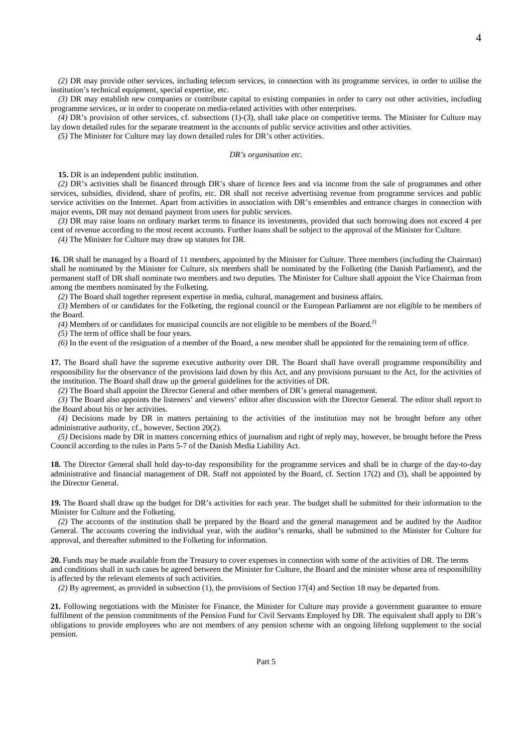*(2)* DR may provide other services, including telecom services, in connection with its programme services, in order to utilise the institution's technical equipment, special expertise, etc.

*(3)* DR may establish new companies or contribute capital to existing companies in order to carry out other activities, including programme services, or in order to cooperate on media-related activities with other enterprises.

*(4)* DR's provision of other services, cf. subsections (1)-(3), shall take place on competitive terms. The Minister for Culture may lay down detailed rules for the separate treatment in the accounts of public service activities and other activities.

*(5)* The Minister for Culture may lay down detailed rules for DR's other activities.

*DR's organisation etc.*

**15.** DR is an independent public institution.

*(2)* DR's activities shall be financed through DR's share of licence fees and via income from the sale of programmes and other services, subsidies, dividend, share of profits, etc. DR shall not receive advertising revenue from programme services and public service activities on the Internet. Apart from activities in association with DR's ensembles and entrance charges in connection with major events, DR may not demand payment from users for public services.

*(3)* DR may raise loans on ordinary market terms to finance its investments, provided that such borrowing does not exceed 4 per cent of revenue according to the most recent accounts. Further loans shall be subject to the approval of the Minister for Culture.

*(4)* The Minister for Culture may draw up statutes for DR.

**16.** DR shall be managed by a Board of 11 members, appointed by the Minister for Culture. Three members (including the Chairman) shall be nominated by the Minister for Culture, six members shall be nominated by the Folketing (the Danish Parliament), and the permanent staff of DR shall nominate two members and two deputies. The Minister for Culture shall appoint the Vice Chairman from among the members nominated by the Folketing.

*(2)* The Board shall together represent expertise in media, cultural, management and business affairs.

*(3)* Members of or candidates for the Folketing, the regional council or the European Parliament are not eligible to be members of the Board.

*(4)* Members of or candidates for municipal councils are not eligible to be members of the Board.[2)]

*(5)* The term of office shall be four years.

*(6)* In the event of the resignation of a member of the Board, a new member shall be appointed for the remaining term of office.

**17.** The Board shall have the supreme executive authority over DR. The Board shall have overall programme responsibility and responsibility for the observance of the provisions laid down by this Act, and any provisions pursuant to the Act, for the activities of the institution. The Board shall draw up the general guidelines for the activities of DR.

*(2)* The Board shall appoint the Director General and other members of DR's general management.

*(3)* The Board also appoints the listeners' and viewers' editor after discussion with the Director General. The editor shall report to the Board about his or her activities.

*(4)* Decisions made by DR in matters pertaining to the activities of the institution may not be brought before any other administrative authority, cf., however, Section 20(2).

*(5)* Decisions made by DR in matters concerning ethics of journalism and right of reply may, however, be brought before the Press Council according to the rules in Parts 5-7 of the Danish Media Liability Act.

**18.** The Director General shall hold day-to-day responsibility for the programme services and shall be in charge of the day-to-day administrative and financial management of DR. Staff not appointed by the Board, cf. Section 17(2) and (3), shall be appointed by the Director General.

**19.** The Board shall draw up the budget for DR's activities for each year. The budget shall be submitted for their information to the Minister for Culture and the Folketing.

*(2)* The accounts of the institution shall be prepared by the Board and the general management and be audited by the Auditor General. The accounts covering the individual year, with the auditor's remarks, shall be submitted to the Minister for Culture for approval, and thereafter submitted to the Folketing for information.

**20.** Funds may be made available from the Treasury to cover expenses in connection with some of the activities of DR. The terms and conditions shall in such cases be agreed between the Minister for Culture, the Board and the minister whose area of responsibility is affected by the relevant elements of such activities.

*(2)* By agreement, as provided in subsection (1), the provisions of Section 17(4) and Section 18 may be departed from.

**21.** Following negotiations with the Minister for Finance, the Minister for Culture may provide a government guarantee to ensure fulfilment of the pension commitments of the Pension Fund for Civil Servants Employed by DR. The equivalent shall apply to DR's obligations to provide employees who are not members of any pension scheme with an ongoing lifelong supplement to the social pension.

Part 5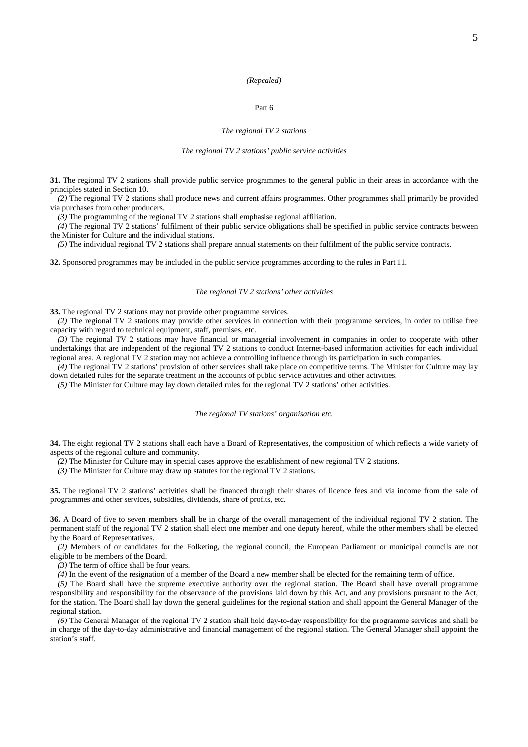*(Repealed)*

## Part 6

### *The regional TV 2 stations*

#### *The regional TV 2 stations' public service activities*

**31.** The regional TV 2 stations shall provide public service programmes to the general public in their areas in accordance with the principles stated in Section 10.

*(2)* The regional TV 2 stations shall produce news and current affairs programmes. Other programmes shall primarily be provided via purchases from other producers.

*(3)* The programming of the regional TV 2 stations shall emphasise regional affiliation.

*(4)* The regional TV 2 stations' fulfilment of their public service obligations shall be specified in public service contracts between the Minister for Culture and the individual stations.

*(5)* The individual regional TV 2 stations shall prepare annual statements on their fulfilment of the public service contracts.

**32.** Sponsored programmes may be included in the public service programmes according to the rules in Part 11.

#### *The regional TV 2 stations' other activities*

**33.** The regional TV 2 stations may not provide other programme services.

*(2)* The regional TV 2 stations may provide other services in connection with their programme services, in order to utilise free capacity with regard to technical equipment, staff, premises, etc.

*(3)* The regional TV 2 stations may have financial or managerial involvement in companies in order to cooperate with other undertakings that are independent of the regional TV 2 stations to conduct Internet-based information activities for each individual regional area. A regional TV 2 station may not achieve a controlling influence through its participation in such companies.

*(4)* The regional TV 2 stations' provision of other services shall take place on competitive terms. The Minister for Culture may lay down detailed rules for the separate treatment in the accounts of public service activities and other activities.

*(5)* The Minister for Culture may lay down detailed rules for the regional TV 2 stations' other activities.

#### *The regional TV stations' organisation etc.*

**34.** The eight regional TV 2 stations shall each have a Board of Representatives, the composition of which reflects a wide variety of aspects of the regional culture and community.

*(2)* The Minister for Culture may in special cases approve the establishment of new regional TV 2 stations.

*(3)* The Minister for Culture may draw up statutes for the regional TV 2 stations.

**35.** The regional TV 2 stations' activities shall be financed through their shares of licence fees and via income from the sale of programmes and other services, subsidies, dividends, share of profits, etc.

**36.** A Board of five to seven members shall be in charge of the overall management of the individual regional TV 2 station. The permanent staff of the regional TV 2 station shall elect one member and one deputy hereof, while the other members shall be elected by the Board of Representatives.

*(2)* Members of or candidates for the Folketing, the regional council, the European Parliament or municipal councils are not eligible to be members of the Board.

*(3)* The term of office shall be four years.

*(4)* In the event of the resignation of a member of the Board a new member shall be elected for the remaining term of office.

*(5)* The Board shall have the supreme executive authority over the regional station. The Board shall have overall programme responsibility and responsibility for the observance of the provisions laid down by this Act, and any provisions pursuant to the Act, for the station. The Board shall lay down the general guidelines for the regional station and shall appoint the General Manager of the regional station.

*(6)* The General Manager of the regional TV 2 station shall hold day-to-day responsibility for the programme services and shall be in charge of the day-to-day administrative and financial management of the regional station. The General Manager shall appoint the station's staff.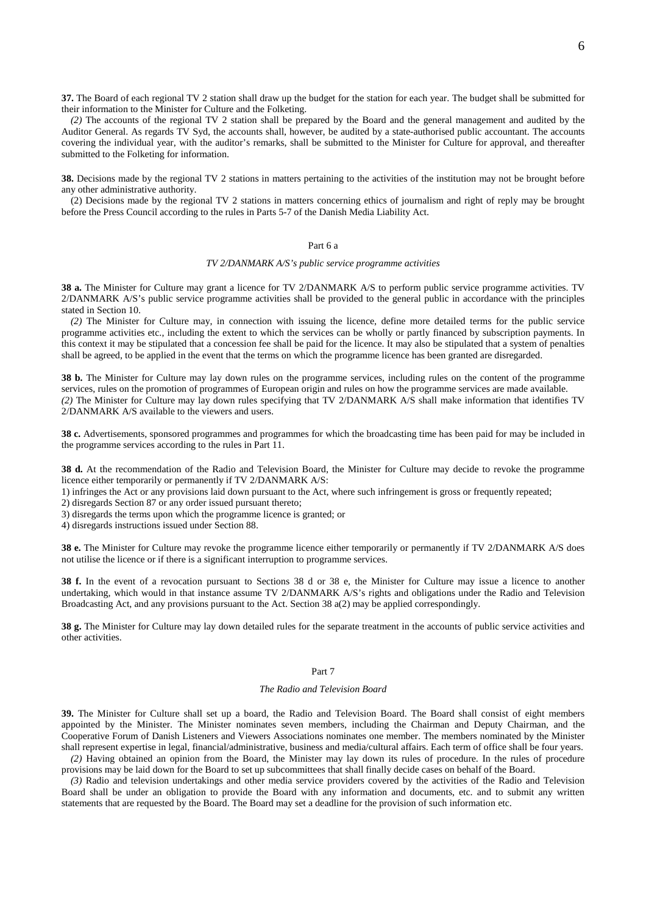**37.** The Board of each regional TV 2 station shall draw up the budget for the station for each year. The budget shall be submitted for their information to the Minister for Culture and the Folketing.

*(2)* The accounts of the regional TV 2 station shall be prepared by the Board and the general management and audited by the Auditor General. As regards TV Syd, the accounts shall, however, be audited by a state-authorised public accountant. The accounts covering the individual year, with the auditor's remarks, shall be submitted to the Minister for Culture for approval, and thereafter submitted to the Folketing for information.

**38.** Decisions made by the regional TV 2 stations in matters pertaining to the activities of the institution may not be brought before any other administrative authority.

(2) Decisions made by the regional TV 2 stations in matters concerning ethics of journalism and right of reply may be brought before the Press Council according to the rules in Parts 5-7 of the Danish Media Liability Act.

## Part 6 a

### *TV 2/DANMARK A/S's public service programme activities*

**38 a.** The Minister for Culture may grant a licence for TV 2/DANMARK A/S to perform public service programme activities. TV 2/DANMARK A/S's public service programme activities shall be provided to the general public in accordance with the principles stated in Section 10.

*(2)* The Minister for Culture may, in connection with issuing the licence, define more detailed terms for the public service programme activities etc., including the extent to which the services can be wholly or partly financed by subscription payments. In this context it may be stipulated that a concession fee shall be paid for the licence. It may also be stipulated that a system of penalties shall be agreed, to be applied in the event that the terms on which the programme licence has been granted are disregarded.

**38 b.** The Minister for Culture may lay down rules on the programme services, including rules on the content of the programme services, rules on the promotion of programmes of European origin and rules on how the programme services are made available.

*(2)* The Minister for Culture may lay down rules specifying that TV 2/DANMARK A/S shall make information that identifies TV 2/DANMARK A/S available to the viewers and users.

**38 c.** Advertisements, sponsored programmes and programmes for which the broadcasting time has been paid for may be included in the programme services according to the rules in Part 11.

**38 d.** At the recommendation of the Radio and Television Board, the Minister for Culture may decide to revoke the programme licence either temporarily or permanently if TV 2/DANMARK A/S:

1) infringes the Act or any provisions laid down pursuant to the Act, where such infringement is gross or frequently repeated;
2) disregards Section 87 or any order issued pursuant thereto;
3) disregards the terms upon which the programme licence is granted; or
4) disregards instructions issued under Section 88.

**38 e.** The Minister for Culture may revoke the programme licence either temporarily or permanently if TV 2/DANMARK A/S does not utilise the licence or if there is a significant interruption to programme services.

**38 f.** In the event of a revocation pursuant to Sections 38 d or 38 e, the Minister for Culture may issue a licence to another undertaking, which would in that instance assume TV 2/DANMARK A/S's rights and obligations under the Radio and Television Broadcasting Act, and any provisions pursuant to the Act. Section 38 a(2) may be applied correspondingly.

**38 g.** The Minister for Culture may lay down detailed rules for the separate treatment in the accounts of public service activities and other activities.

## Part 7

### *The Radio and Television Board*

**39.** The Minister for Culture shall set up a board, the Radio and Television Board. The Board shall consist of eight members appointed by the Minister. The Minister nominates seven members, including the Chairman and Deputy Chairman, and the Cooperative Forum of Danish Listeners and Viewers Associations nominates one member. The members nominated by the Minister shall represent expertise in legal, financial/administrative, business and media/cultural affairs. Each term of office shall be four years.

*(2)* Having obtained an opinion from the Board, the Minister may lay down its rules of procedure. In the rules of procedure provisions may be laid down for the Board to set up subcommittees that shall finally decide cases on behalf of the Board.

*(3)* Radio and television undertakings and other media service providers covered by the activities of the Radio and Television Board shall be under an obligation to provide the Board with any information and documents, etc. and to submit any written statements that are requested by the Board. The Board may set a deadline for the provision of such information etc.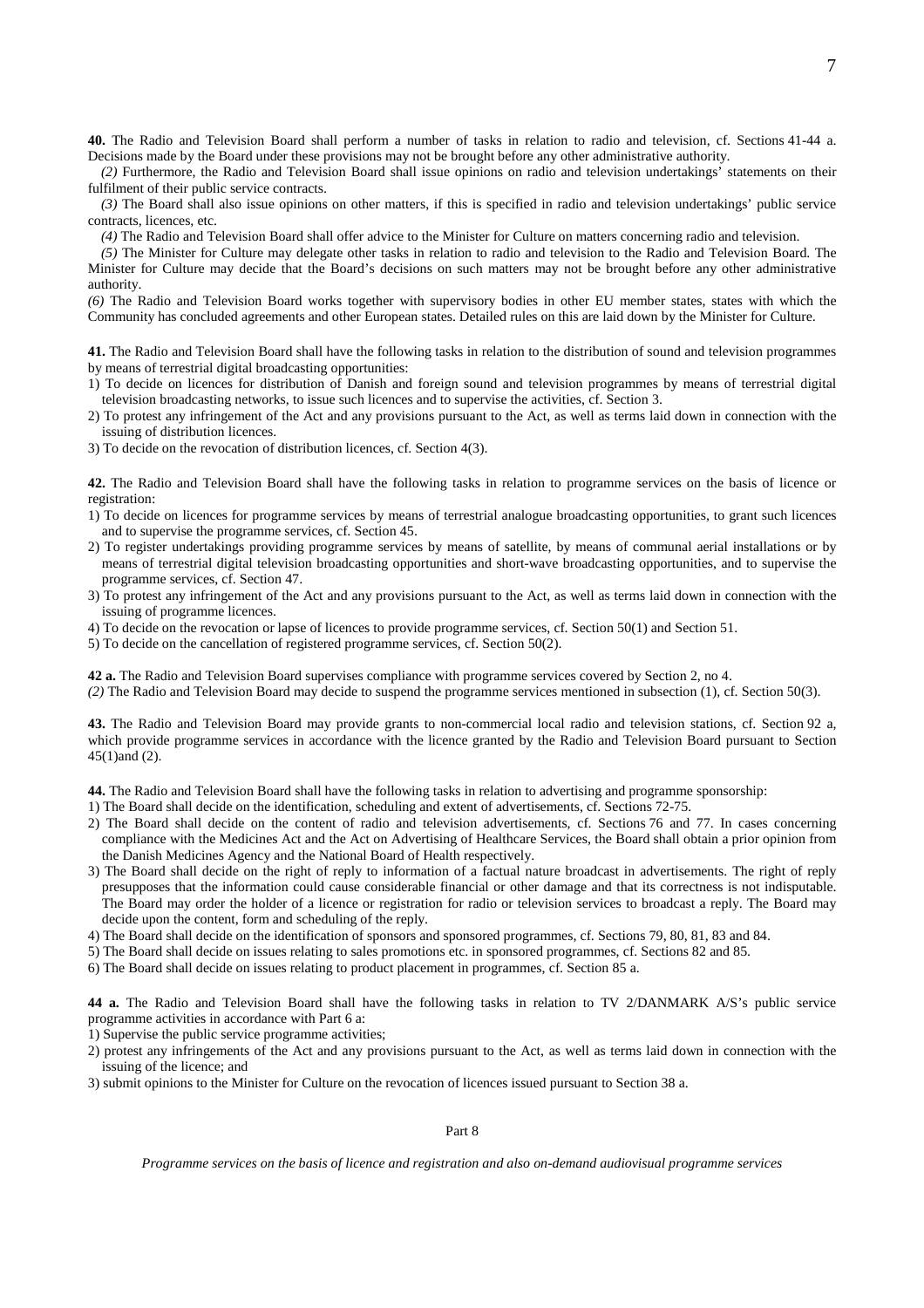**40.** The Radio and Television Board shall perform a number of tasks in relation to radio and television, cf. Sections 41-44 a. Decisions made by the Board under these provisions may not be brought before any other administrative authority.

*(2)* Furthermore, the Radio and Television Board shall issue opinions on radio and television undertakings' statements on their fulfilment of their public service contracts.

*(3)* The Board shall also issue opinions on other matters, if this is specified in radio and television undertakings' public service contracts, licences, etc.

*(4)* The Radio and Television Board shall offer advice to the Minister for Culture on matters concerning radio and television.

*(5)* The Minister for Culture may delegate other tasks in relation to radio and television to the Radio and Television Board. The Minister for Culture may decide that the Board's decisions on such matters may not be brought before any other administrative authority.

*(6)* The Radio and Television Board works together with supervisory bodies in other EU member states, states with which the Community has concluded agreements and other European states. Detailed rules on this are laid down by the Minister for Culture.

**41.** The Radio and Television Board shall have the following tasks in relation to the distribution of sound and television programmes by means of terrestrial digital broadcasting opportunities:

1) To decide on licences for distribution of Danish and foreign sound and television programmes by means of terrestrial digital television broadcasting networks, to issue such licences and to supervise the activities, cf. Section 3.
2) To protest any infringement of the Act and any provisions pursuant to the Act, as well as terms laid down in connection with the issuing of distribution licences.
3) To decide on the revocation of distribution licences, cf. Section 4(3).

**42.** The Radio and Television Board shall have the following tasks in relation to programme services on the basis of licence or registration:

1) To decide on licences for programme services by means of terrestrial analogue broadcasting opportunities, to grant such licences and to supervise the programme services, cf. Section 45.
2) To register undertakings providing programme services by means of satellite, by means of communal aerial installations or by means of terrestrial digital television broadcasting opportunities and short-wave broadcasting opportunities, and to supervise the programme services, cf. Section 47.
3) To protest any infringement of the Act and any provisions pursuant to the Act, as well as terms laid down in connection with the issuing of programme licences.
4) To decide on the revocation or lapse of licences to provide programme services, cf. Section 50(1) and Section 51.
5) To decide on the cancellation of registered programme services, cf. Section 50(2).

**42 a.** The Radio and Television Board supervises compliance with programme services covered by Section 2, no 4.

*(2)* The Radio and Television Board may decide to suspend the programme services mentioned in subsection (1), cf. Section 50(3).

**43.** The Radio and Television Board may provide grants to non-commercial local radio and television stations, cf. Section 92 a, which provide programme services in accordance with the licence granted by the Radio and Television Board pursuant to Section 45(1)and (2).

**44.** The Radio and Television Board shall have the following tasks in relation to advertising and programme sponsorship:

1) The Board shall decide on the identification, scheduling and extent of advertisements, cf. Sections 72-75.
2) The Board shall decide on the content of radio and television advertisements, cf. Sections 76 and 77. In cases concerning compliance with the Medicines Act and the Act on Advertising of Healthcare Services, the Board shall obtain a prior opinion from the Danish Medicines Agency and the National Board of Health respectively.
3) The Board shall decide on the right of reply to information of a factual nature broadcast in advertisements. The right of reply presupposes that the information could cause considerable financial or other damage and that its correctness is not indisputable. The Board may order the holder of a licence or registration for radio or television services to broadcast a reply. The Board may decide upon the content, form and scheduling of the reply.
4) The Board shall decide on the identification of sponsors and sponsored programmes, cf. Sections 79, 80, 81, 83 and 84.
5) The Board shall decide on issues relating to sales promotions etc. in sponsored programmes, cf. Sections 82 and 85.
6) The Board shall decide on issues relating to product placement in programmes, cf. Section 85 a.

**44 a.** The Radio and Television Board shall have the following tasks in relation to TV 2/DANMARK A/S's public service programme activities in accordance with Part 6 a:

1) Supervise the public service programme activities;
2) protest any infringements of the Act and any provisions pursuant to the Act, as well as terms laid down in connection with the issuing of the licence; and
3) submit opinions to the Minister for Culture on the revocation of licences issued pursuant to Section 38 a.

## Part 8

*Programme services on the basis of licence and registration and also on-demand audiovisual programme services*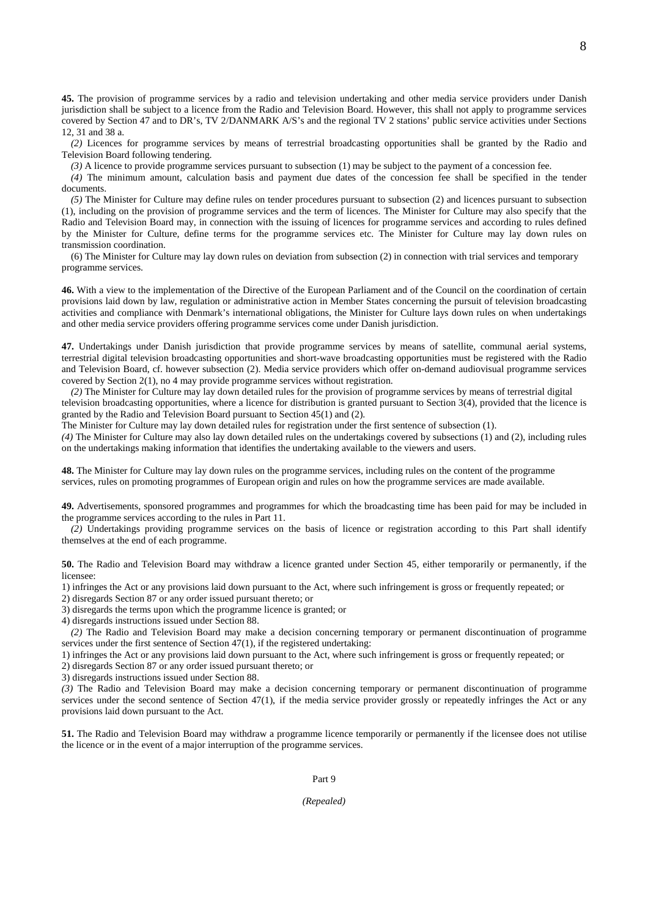**45.** The provision of programme services by a radio and television undertaking and other media service providers under Danish jurisdiction shall be subject to a licence from the Radio and Television Board. However, this shall not apply to programme services covered by Section 47 and to DR's, TV 2/DANMARK A/S's and the regional TV 2 stations' public service activities under Sections 12, 31 and 38 a.

*(2)* Licences for programme services by means of terrestrial broadcasting opportunities shall be granted by the Radio and Television Board following tendering.

*(3)* A licence to provide programme services pursuant to subsection (1) may be subject to the payment of a concession fee.

*(4)* The minimum amount, calculation basis and payment due dates of the concession fee shall be specified in the tender documents.

*(5)* The Minister for Culture may define rules on tender procedures pursuant to subsection (2) and licences pursuant to subsection (1), including on the provision of programme services and the term of licences. The Minister for Culture may also specify that the Radio and Television Board may, in connection with the issuing of licences for programme services and according to rules defined by the Minister for Culture, define terms for the programme services etc. The Minister for Culture may lay down rules on transmission coordination.

(6) The Minister for Culture may lay down rules on deviation from subsection (2) in connection with trial services and temporary programme services.

**46.** With a view to the implementation of the Directive of the European Parliament and of the Council on the coordination of certain provisions laid down by law, regulation or administrative action in Member States concerning the pursuit of television broadcasting activities and compliance with Denmark's international obligations, the Minister for Culture lays down rules on when undertakings and other media service providers offering programme services come under Danish jurisdiction.

**47.** Undertakings under Danish jurisdiction that provide programme services by means of satellite, communal aerial systems, terrestrial digital television broadcasting opportunities and short-wave broadcasting opportunities must be registered with the Radio and Television Board, cf. however subsection (2). Media service providers which offer on-demand audiovisual programme services covered by Section 2(1), no 4 may provide programme services without registration.

*(2)* The Minister for Culture may lay down detailed rules for the provision of programme services by means of terrestrial digital television broadcasting opportunities, where a licence for distribution is granted pursuant to Section 3(4), provided that the licence is granted by the Radio and Television Board pursuant to Section 45(1) and (2).

The Minister for Culture may lay down detailed rules for registration under the first sentence of subsection (1).

*(4)* The Minister for Culture may also lay down detailed rules on the undertakings covered by subsections (1) and (2), including rules on the undertakings making information that identifies the undertaking available to the viewers and users.

**48.** The Minister for Culture may lay down rules on the programme services, including rules on the content of the programme services, rules on promoting programmes of European origin and rules on how the programme services are made available.

**49.** Advertisements, sponsored programmes and programmes for which the broadcasting time has been paid for may be included in the programme services according to the rules in Part 11.

*(2)* Undertakings providing programme services on the basis of licence or registration according to this Part shall identify themselves at the end of each programme.

**50.** The Radio and Television Board may withdraw a licence granted under Section 45, either temporarily or permanently, if the licensee:

1) infringes the Act or any provisions laid down pursuant to the Act, where such infringement is gross or frequently repeated; or
2) disregards Section 87 or any order issued pursuant thereto; or
3) disregards the terms upon which the programme licence is granted; or
4) disregards instructions issued under Section 88.

*(2)* The Radio and Television Board may make a decision concerning temporary or permanent discontinuation of programme services under the first sentence of Section 47(1), if the registered undertaking:

1) infringes the Act or any provisions laid down pursuant to the Act, where such infringement is gross or frequently repeated; or
2) disregards Section 87 or any order issued pursuant thereto; or
3) disregards instructions issued under Section 88.

*(3)* The Radio and Television Board may make a decision concerning temporary or permanent discontinuation of programme services under the second sentence of Section 47(1), if the media service provider grossly or repeatedly infringes the Act or any provisions laid down pursuant to the Act.

**51.** The Radio and Television Board may withdraw a programme licence temporarily or permanently if the licensee does not utilise the licence or in the event of a major interruption of the programme services.

## Part 9

*(Repealed)*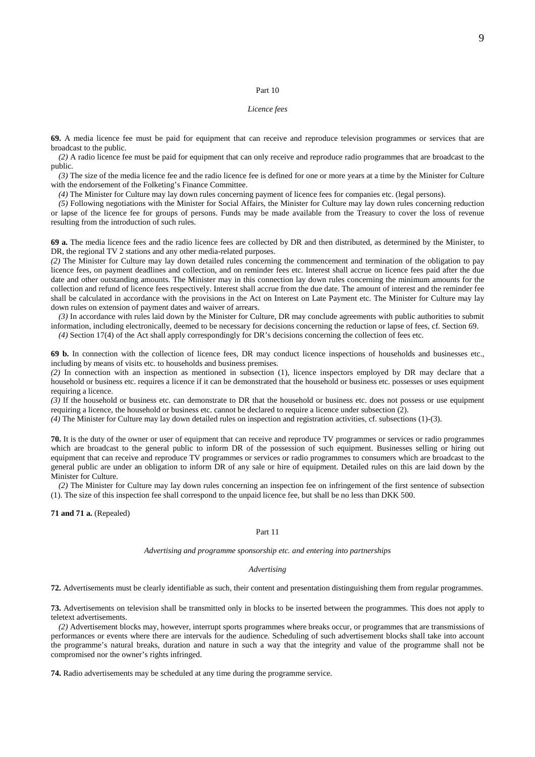## Part 10

### *Licence fees*

**69.** A media licence fee must be paid for equipment that can receive and reproduce television programmes or services that are broadcast to the public.

*(2)* A radio licence fee must be paid for equipment that can only receive and reproduce radio programmes that are broadcast to the public.

*(3)* The size of the media licence fee and the radio licence fee is defined for one or more years at a time by the Minister for Culture with the endorsement of the Folketing's Finance Committee.

*(4)* The Minister for Culture may lay down rules concerning payment of licence fees for companies etc. (legal persons).

*(5)* Following negotiations with the Minister for Social Affairs, the Minister for Culture may lay down rules concerning reduction or lapse of the licence fee for groups of persons. Funds may be made available from the Treasury to cover the loss of revenue resulting from the introduction of such rules.

**69 a.** The media licence fees and the radio licence fees are collected by DR and then distributed, as determined by the Minister, to DR, the regional TV 2 stations and any other media-related purposes.

*(2)* The Minister for Culture may lay down detailed rules concerning the commencement and termination of the obligation to pay licence fees, on payment deadlines and collection, and on reminder fees etc. Interest shall accrue on licence fees paid after the due date and other outstanding amounts. The Minister may in this connection lay down rules concerning the minimum amounts for the collection and refund of licence fees respectively. Interest shall accrue from the due date. The amount of interest and the reminder fee shall be calculated in accordance with the provisions in the Act on Interest on Late Payment etc. The Minister for Culture may lay down rules on extension of payment dates and waiver of arrears.

*(3)* In accordance with rules laid down by the Minister for Culture, DR may conclude agreements with public authorities to submit information, including electronically, deemed to be necessary for decisions concerning the reduction or lapse of fees, cf. Section 69.

*(4)* Section 17(4) of the Act shall apply correspondingly for DR's decisions concerning the collection of fees etc.

**69 b.** In connection with the collection of licence fees, DR may conduct licence inspections of households and businesses etc., including by means of visits etc. to households and business premises.

*(2)* In connection with an inspection as mentioned in subsection (1), licence inspectors employed by DR may declare that a household or business etc. requires a licence if it can be demonstrated that the household or business etc. possesses or uses equipment requiring a licence.

*(3)* If the household or business etc. can demonstrate to DR that the household or business etc. does not possess or use equipment requiring a licence, the household or business etc. cannot be declared to require a licence under subsection (2).

*(4)* The Minister for Culture may lay down detailed rules on inspection and registration activities, cf. subsections (1)-(3).

**70.** It is the duty of the owner or user of equipment that can receive and reproduce TV programmes or services or radio programmes which are broadcast to the general public to inform DR of the possession of such equipment. Businesses selling or hiring out equipment that can receive and reproduce TV programmes or services or radio programmes to consumers which are broadcast to the general public are under an obligation to inform DR of any sale or hire of equipment. Detailed rules on this are laid down by the Minister for Culture.

*(2)* The Minister for Culture may lay down rules concerning an inspection fee on infringement of the first sentence of subsection (1). The size of this inspection fee shall correspond to the unpaid licence fee, but shall be no less than DKK 500.

**71 and 71 a.** (Repealed)

## Part 11

### *Advertising and programme sponsorship etc. and entering into partnerships*

#### *Advertising*

**72.** Advertisements must be clearly identifiable as such, their content and presentation distinguishing them from regular programmes.

**73.** Advertisements on television shall be transmitted only in blocks to be inserted between the programmes. This does not apply to teletext advertisements.

*(2)* Advertisement blocks may, however, interrupt sports programmes where breaks occur, or programmes that are transmissions of performances or events where there are intervals for the audience. Scheduling of such advertisement blocks shall take into account the programme's natural breaks, duration and nature in such a way that the integrity and value of the programme shall not be compromised nor the owner's rights infringed.

**74.** Radio advertisements may be scheduled at any time during the programme service.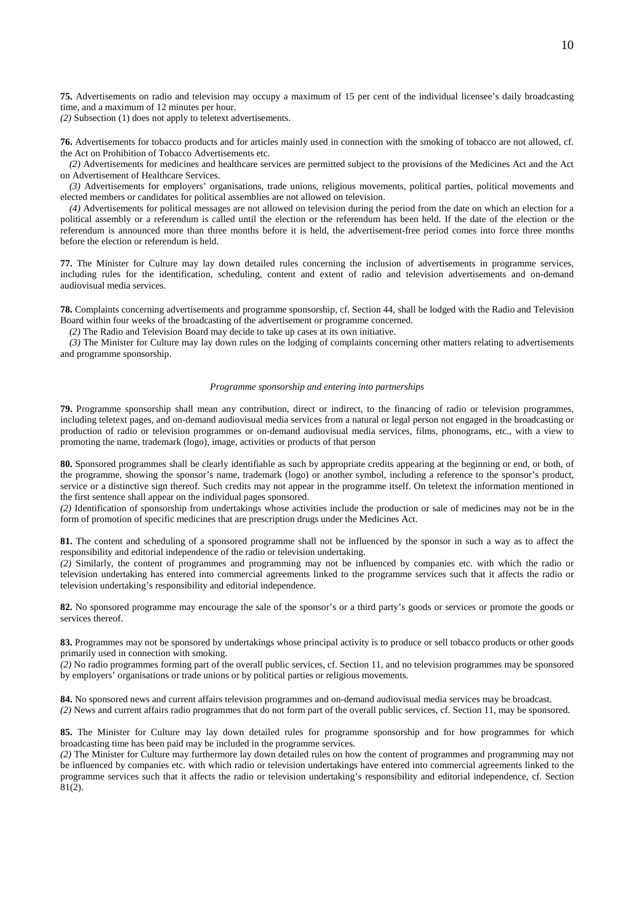**75.** Advertisements on radio and television may occupy a maximum of 15 per cent of the individual licensee's daily broadcasting time, and a maximum of 12 minutes per hour.

*(2)* Subsection (1) does not apply to teletext advertisements.

**76.** Advertisements for tobacco products and for articles mainly used in connection with the smoking of tobacco are not allowed, cf. the Act on Prohibition of Tobacco Advertisements etc.

*(2)* Advertisements for medicines and healthcare services are permitted subject to the provisions of the Medicines Act and the Act on Advertisement of Healthcare Services.

*(3)* Advertisements for employers' organisations, trade unions, religious movements, political parties, political movements and elected members or candidates for political assemblies are not allowed on television.

*(4)* Advertisements for political messages are not allowed on television during the period from the date on which an election for a political assembly or a referendum is called until the election or the referendum has been held. If the date of the election or the referendum is announced more than three months before it is held, the advertisement-free period comes into force three months before the election or referendum is held.

**77.** The Minister for Culture may lay down detailed rules concerning the inclusion of advertisements in programme services, including rules for the identification, scheduling, content and extent of radio and television advertisements and on-demand audiovisual media services.

**78.** Complaints concerning advertisements and programme sponsorship, cf. Section 44, shall be lodged with the Radio and Television Board within four weeks of the broadcasting of the advertisement or programme concerned.

*(2)* The Radio and Television Board may decide to take up cases at its own initiative.

*(3)* The Minister for Culture may lay down rules on the lodging of complaints concerning other matters relating to advertisements and programme sponsorship.

*Programme sponsorship and entering into partnerships*

**79.** Programme sponsorship shall mean any contribution, direct or indirect, to the financing of radio or television programmes, including teletext pages, and on-demand audiovisual media services from a natural or legal person not engaged in the broadcasting or production of radio or television programmes or on-demand audiovisual media services, films, phonograms, etc., with a view to promoting the name, trademark (logo), image, activities or products of that person

**80.** Sponsored programmes shall be clearly identifiable as such by appropriate credits appearing at the beginning or end, or both, of the programme, showing the sponsor's name, trademark (logo) or another symbol, including a reference to the sponsor's product, service or a distinctive sign thereof. Such credits may not appear in the programme itself. On teletext the information mentioned in the first sentence shall appear on the individual pages sponsored.

*(2)* Identification of sponsorship from undertakings whose activities include the production or sale of medicines may not be in the form of promotion of specific medicines that are prescription drugs under the Medicines Act.

**81.** The content and scheduling of a sponsored programme shall not be influenced by the sponsor in such a way as to affect the responsibility and editorial independence of the radio or television undertaking.

*(2)* Similarly, the content of programmes and programming may not be influenced by companies etc. with which the radio or television undertaking has entered into commercial agreements linked to the programme services such that it affects the radio or television undertaking's responsibility and editorial independence.

**82.** No sponsored programme may encourage the sale of the sponsor's or a third party's goods or services or promote the goods or services thereof.

**83.** Programmes may not be sponsored by undertakings whose principal activity is to produce or sell tobacco products or other goods primarily used in connection with smoking.

*(2)* No radio programmes forming part of the overall public services, cf. Section 11, and no television programmes may be sponsored by employers' organisations or trade unions or by political parties or religious movements.

**84.** No sponsored news and current affairs television programmes and on-demand audiovisual media services may be broadcast.

*(2)* News and current affairs radio programmes that do not form part of the overall public services, cf. Section 11, may be sponsored.

**85.** The Minister for Culture may lay down detailed rules for programme sponsorship and for how programmes for which broadcasting time has been paid may be included in the programme services.

*(2)* The Minister for Culture may furthermore lay down detailed rules on how the content of programmes and programming may not be influenced by companies etc. with which radio or television undertakings have entered into commercial agreements linked to the programme services such that it affects the radio or television undertaking's responsibility and editorial independence, cf. Section 81(2).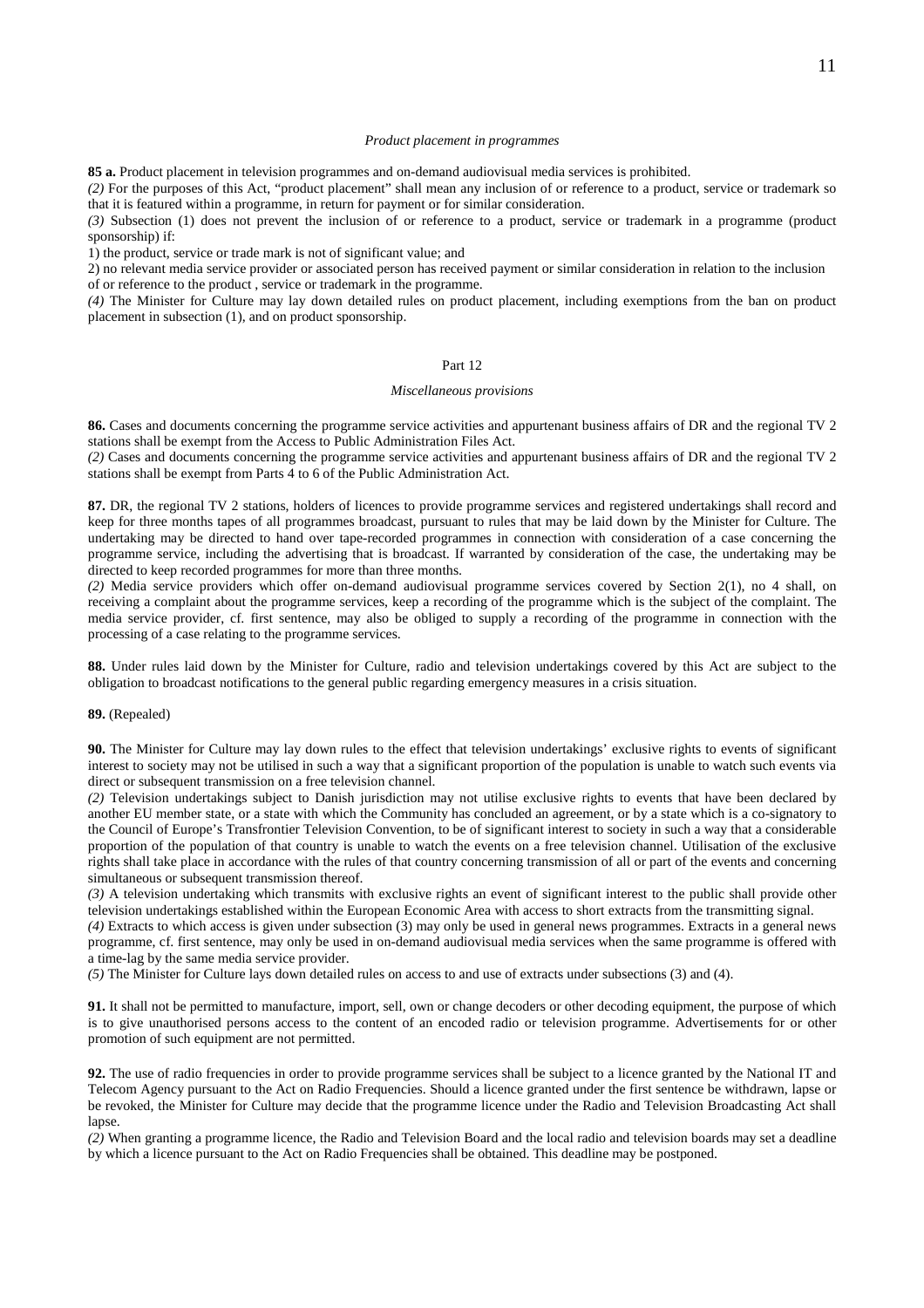*Product placement in programmes*

**85 a.** Product placement in television programmes and on-demand audiovisual media services is prohibited.

*(2)* For the purposes of this Act, "product placement" shall mean any inclusion of or reference to a product, service or trademark so that it is featured within a programme, in return for payment or for similar consideration.

*(3)* Subsection (1) does not prevent the inclusion of or reference to a product, service or trademark in a programme (product sponsorship) if:

1) the product, service or trade mark is not of significant value; and

2) no relevant media service provider or associated person has received payment or similar consideration in relation to the inclusion of or reference to the product , service or trademark in the programme.

*(4)* The Minister for Culture may lay down detailed rules on product placement, including exemptions from the ban on product placement in subsection (1), and on product sponsorship.

Part 12

*Miscellaneous provisions*

**86.** Cases and documents concerning the programme service activities and appurtenant business affairs of DR and the regional TV 2 stations shall be exempt from the Access to Public Administration Files Act.

*(2)* Cases and documents concerning the programme service activities and appurtenant business affairs of DR and the regional TV 2 stations shall be exempt from Parts 4 to 6 of the Public Administration Act.

**87.** DR, the regional TV 2 stations, holders of licences to provide programme services and registered undertakings shall record and keep for three months tapes of all programmes broadcast, pursuant to rules that may be laid down by the Minister for Culture. The undertaking may be directed to hand over tape-recorded programmes in connection with consideration of a case concerning the programme service, including the advertising that is broadcast. If warranted by consideration of the case, the undertaking may be directed to keep recorded programmes for more than three months.

*(2)* Media service providers which offer on-demand audiovisual programme services covered by Section 2(1), no 4 shall, on receiving a complaint about the programme services, keep a recording of the programme which is the subject of the complaint. The media service provider, cf. first sentence, may also be obliged to supply a recording of the programme in connection with the processing of a case relating to the programme services.

**88.** Under rules laid down by the Minister for Culture, radio and television undertakings covered by this Act are subject to the obligation to broadcast notifications to the general public regarding emergency measures in a crisis situation.

**89.** (Repealed)

**90.** The Minister for Culture may lay down rules to the effect that television undertakings' exclusive rights to events of significant interest to society may not be utilised in such a way that a significant proportion of the population is unable to watch such events via direct or subsequent transmission on a free television channel.

*(2)* Television undertakings subject to Danish jurisdiction may not utilise exclusive rights to events that have been declared by another EU member state, or a state with which the Community has concluded an agreement, or by a state which is a co-signatory to the Council of Europe's Transfrontier Television Convention, to be of significant interest to society in such a way that a considerable proportion of the population of that country is unable to watch the events on a free television channel. Utilisation of the exclusive rights shall take place in accordance with the rules of that country concerning transmission of all or part of the events and concerning simultaneous or subsequent transmission thereof.

*(3)* A television undertaking which transmits with exclusive rights an event of significant interest to the public shall provide other television undertakings established within the European Economic Area with access to short extracts from the transmitting signal.

*(4)* Extracts to which access is given under subsection (3) may only be used in general news programmes. Extracts in a general news programme, cf. first sentence, may only be used in on-demand audiovisual media services when the same programme is offered with a time-lag by the same media service provider.

*(5)* The Minister for Culture lays down detailed rules on access to and use of extracts under subsections (3) and (4).

**91.** It shall not be permitted to manufacture, import, sell, own or change decoders or other decoding equipment, the purpose of which is to give unauthorised persons access to the content of an encoded radio or television programme. Advertisements for or other promotion of such equipment are not permitted.

**92.** The use of radio frequencies in order to provide programme services shall be subject to a licence granted by the National IT and Telecom Agency pursuant to the Act on Radio Frequencies. Should a licence granted under the first sentence be withdrawn, lapse or be revoked, the Minister for Culture may decide that the programme licence under the Radio and Television Broadcasting Act shall lapse.

*(2)* When granting a programme licence, the Radio and Television Board and the local radio and television boards may set a deadline by which a licence pursuant to the Act on Radio Frequencies shall be obtained. This deadline may be postponed.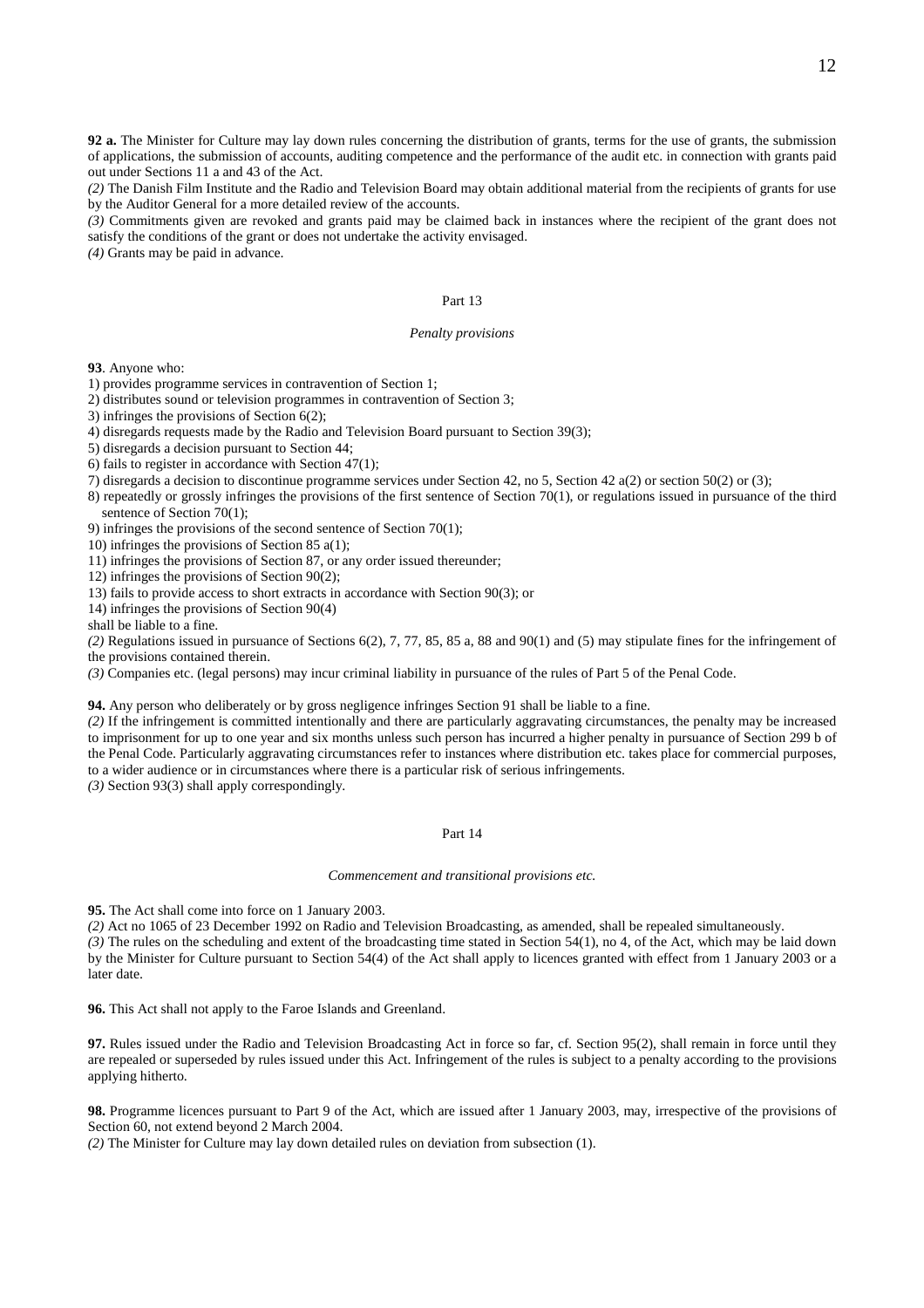**92 a.** The Minister for Culture may lay down rules concerning the distribution of grants, terms for the use of grants, the submission of applications, the submission of accounts, auditing competence and the performance of the audit etc. in connection with grants paid out under Sections 11 a and 43 of the Act.

*(2)* The Danish Film Institute and the Radio and Television Board may obtain additional material from the recipients of grants for use by the Auditor General for a more detailed review of the accounts.

*(3)* Commitments given are revoked and grants paid may be claimed back in instances where the recipient of the grant does not satisfy the conditions of the grant or does not undertake the activity envisaged.

*(4)* Grants may be paid in advance.

Part 13

*Penalty provisions*

**93**. Anyone who:

1) provides programme services in contravention of Section 1;
2) distributes sound or television programmes in contravention of Section 3;
3) infringes the provisions of Section 6(2);
4) disregards requests made by the Radio and Television Board pursuant to Section 39(3);
5) disregards a decision pursuant to Section 44;
6) fails to register in accordance with Section 47(1);
7) disregards a decision to discontinue programme services under Section 42, no 5, Section 42 a(2) or section 50(2) or (3);
8) repeatedly or grossly infringes the provisions of the first sentence of Section 70(1), or regulations issued in pursuance of the third sentence of Section 70(1);
9) infringes the provisions of the second sentence of Section 70(1);
10) infringes the provisions of Section 85 a(1);
11) infringes the provisions of Section 87, or any order issued thereunder;
12) infringes the provisions of Section 90(2);
13) fails to provide access to short extracts in accordance with Section 90(3); or
14) infringes the provisions of Section 90(4)

shall be liable to a fine.

*(2)* Regulations issued in pursuance of Sections 6(2), 7, 77, 85, 85 a, 88 and 90(1) and (5) may stipulate fines for the infringement of the provisions contained therein.

*(3)* Companies etc. (legal persons) may incur criminal liability in pursuance of the rules of Part 5 of the Penal Code.

**94.** Any person who deliberately or by gross negligence infringes Section 91 shall be liable to a fine.

*(2)* If the infringement is committed intentionally and there are particularly aggravating circumstances, the penalty may be increased to imprisonment for up to one year and six months unless such person has incurred a higher penalty in pursuance of Section 299 b of the Penal Code. Particularly aggravating circumstances refer to instances where distribution etc. takes place for commercial purposes, to a wider audience or in circumstances where there is a particular risk of serious infringements.

*(3)* Section 93(3) shall apply correspondingly.

Part 14

*Commencement and transitional provisions etc.*

**95.** The Act shall come into force on 1 January 2003.

*(2)* Act no 1065 of 23 December 1992 on Radio and Television Broadcasting, as amended, shall be repealed simultaneously.

*(3)* The rules on the scheduling and extent of the broadcasting time stated in Section 54(1), no 4, of the Act, which may be laid down by the Minister for Culture pursuant to Section 54(4) of the Act shall apply to licences granted with effect from 1 January 2003 or a later date.

**96.** This Act shall not apply to the Faroe Islands and Greenland.

**97.** Rules issued under the Radio and Television Broadcasting Act in force so far, cf. Section 95(2), shall remain in force until they are repealed or superseded by rules issued under this Act. Infringement of the rules is subject to a penalty according to the provisions applying hitherto.

**98.** Programme licences pursuant to Part 9 of the Act, which are issued after 1 January 2003, may, irrespective of the provisions of Section 60, not extend beyond 2 March 2004.

*(2)* The Minister for Culture may lay down detailed rules on deviation from subsection (1).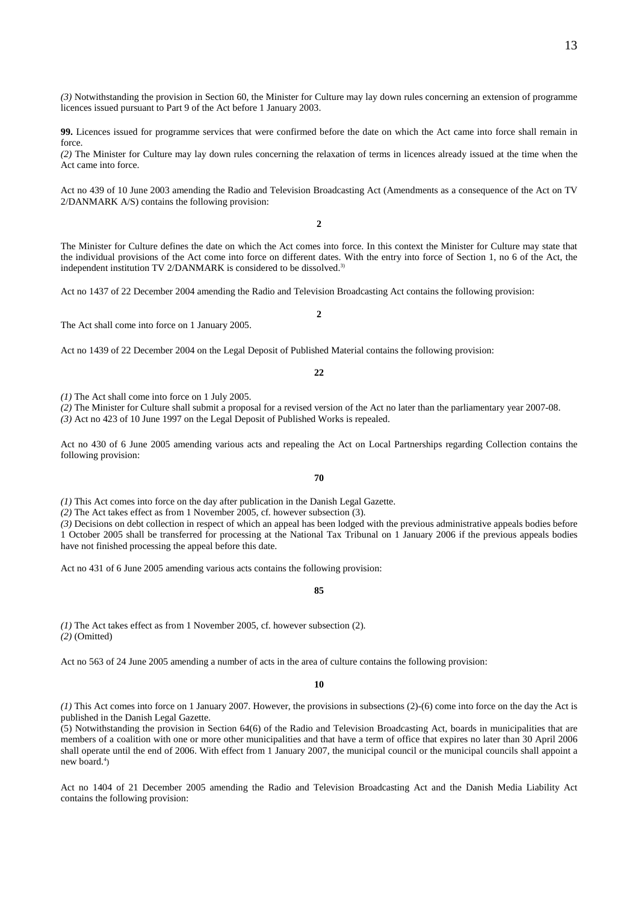*(3)* Notwithstanding the provision in Section 60, the Minister for Culture may lay down rules concerning an extension of programme licences issued pursuant to Part 9 of the Act before 1 January 2003.

**99.** Licences issued for programme services that were confirmed before the date on which the Act came into force shall remain in force.

*(2)* The Minister for Culture may lay down rules concerning the relaxation of terms in licences already issued at the time when the Act came into force.

Act no 439 of 10 June 2003 amending the Radio and Television Broadcasting Act (Amendments as a consequence of the Act on TV 2/DANMARK A/S) contains the following provision:

**2**

The Minister for Culture defines the date on which the Act comes into force. In this context the Minister for Culture may state that the individual provisions of the Act come into force on different dates. With the entry into force of Section 1, no 6 of the Act, the independent institution TV 2/DANMARK is considered to be dissolved.[3)]

Act no 1437 of 22 December 2004 amending the Radio and Television Broadcasting Act contains the following provision:

**2**

The Act shall come into force on 1 January 2005.

Act no 1439 of 22 December 2004 on the Legal Deposit of Published Material contains the following provision:

**22**

*(1)* The Act shall come into force on 1 July 2005.

*(2)* The Minister for Culture shall submit a proposal for a revised version of the Act no later than the parliamentary year 2007-08.

*(3)* Act no 423 of 10 June 1997 on the Legal Deposit of Published Works is repealed.

Act no 430 of 6 June 2005 amending various acts and repealing the Act on Local Partnerships regarding Collection contains the following provision:

**70**

*(1)* This Act comes into force on the day after publication in the Danish Legal Gazette.

*(2)* The Act takes effect as from 1 November 2005, cf. however subsection (3).

*(3)* Decisions on debt collection in respect of which an appeal has been lodged with the previous administrative appeals bodies before 1 October 2005 shall be transferred for processing at the National Tax Tribunal on 1 January 2006 if the previous appeals bodies have not finished processing the appeal before this date.

Act no 431 of 6 June 2005 amending various acts contains the following provision:

**85**

*(1)* The Act takes effect as from 1 November 2005, cf. however subsection (2).

*(2)* (Omitted)

Act no 563 of 24 June 2005 amending a number of acts in the area of culture contains the following provision:

**10**

*(1)* This Act comes into force on 1 January 2007. However, the provisions in subsections (2)-(6) come into force on the day the Act is published in the Danish Legal Gazette.

(5) Notwithstanding the provision in Section 64(6) of the Radio and Television Broadcasting Act, boards in municipalities that are members of a coalition with one or more other municipalities and that have a term of office that expires no later than 30 April 2006 shall operate until the end of 2006. With effect from 1 January 2007, the municipal council or the municipal councils shall appoint a new board.[4])

Act no 1404 of 21 December 2005 amending the Radio and Television Broadcasting Act and the Danish Media Liability Act contains the following provision: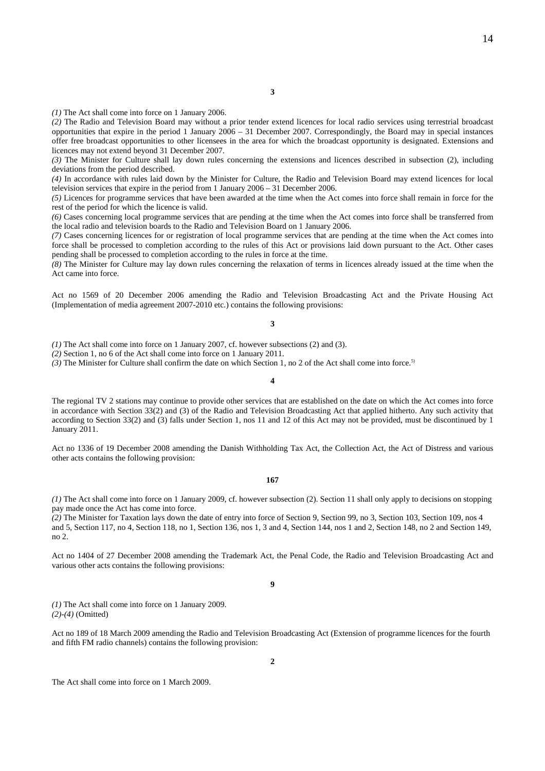**3**

*(1)* The Act shall come into force on 1 January 2006.

*(2)* The Radio and Television Board may without a prior tender extend licences for local radio services using terrestrial broadcast opportunities that expire in the period 1 January 2006 – 31 December 2007. Correspondingly, the Board may in special instances offer free broadcast opportunities to other licensees in the area for which the broadcast opportunity is designated. Extensions and licences may not extend beyond 31 December 2007.

*(3)* The Minister for Culture shall lay down rules concerning the extensions and licences described in subsection (2), including deviations from the period described.

*(4)* In accordance with rules laid down by the Minister for Culture, the Radio and Television Board may extend licences for local television services that expire in the period from 1 January 2006 – 31 December 2006.

*(5)* Licences for programme services that have been awarded at the time when the Act comes into force shall remain in force for the rest of the period for which the licence is valid.

*(6)* Cases concerning local programme services that are pending at the time when the Act comes into force shall be transferred from the local radio and television boards to the Radio and Television Board on 1 January 2006.

*(7)* Cases concerning licences for or registration of local programme services that are pending at the time when the Act comes into force shall be processed to completion according to the rules of this Act or provisions laid down pursuant to the Act. Other cases pending shall be processed to completion according to the rules in force at the time.

*(8)* The Minister for Culture may lay down rules concerning the relaxation of terms in licences already issued at the time when the Act came into force.

Act no 1569 of 20 December 2006 amending the Radio and Television Broadcasting Act and the Private Housing Act (Implementation of media agreement 2007-2010 etc.) contains the following provisions:

**3**

*(1)* The Act shall come into force on 1 January 2007, cf. however subsections (2) and (3).

*(2)* Section 1, no 6 of the Act shall come into force on 1 January 2011.

*(3)* The Minister for Culture shall confirm the date on which Section 1, no 2 of the Act shall come into force.[5)]

**4**

The regional TV 2 stations may continue to provide other services that are established on the date on which the Act comes into force in accordance with Section 33(2) and (3) of the Radio and Television Broadcasting Act that applied hitherto. Any such activity that according to Section 33(2) and (3) falls under Section 1, nos 11 and 12 of this Act may not be provided, must be discontinued by 1 January 2011.

Act no 1336 of 19 December 2008 amending the Danish Withholding Tax Act, the Collection Act, the Act of Distress and various other acts contains the following provision:

**167**

*(1)* The Act shall come into force on 1 January 2009, cf. however subsection (2). Section 11 shall only apply to decisions on stopping pay made once the Act has come into force.

*(2)* The Minister for Taxation lays down the date of entry into force of Section 9, Section 99, no 3, Section 103, Section 109, nos 4 and 5, Section 117, no 4, Section 118, no 1, Section 136, nos 1, 3 and 4, Section 144, nos 1 and 2, Section 148, no 2 and Section 149, no 2.

Act no 1404 of 27 December 2008 amending the Trademark Act, the Penal Code, the Radio and Television Broadcasting Act and various other acts contains the following provisions:

**9**

*(1)* The Act shall come into force on 1 January 2009.

*(2)-(4)* (Omitted)

Act no 189 of 18 March 2009 amending the Radio and Television Broadcasting Act (Extension of programme licences for the fourth and fifth FM radio channels) contains the following provision:

**2**

The Act shall come into force on 1 March 2009.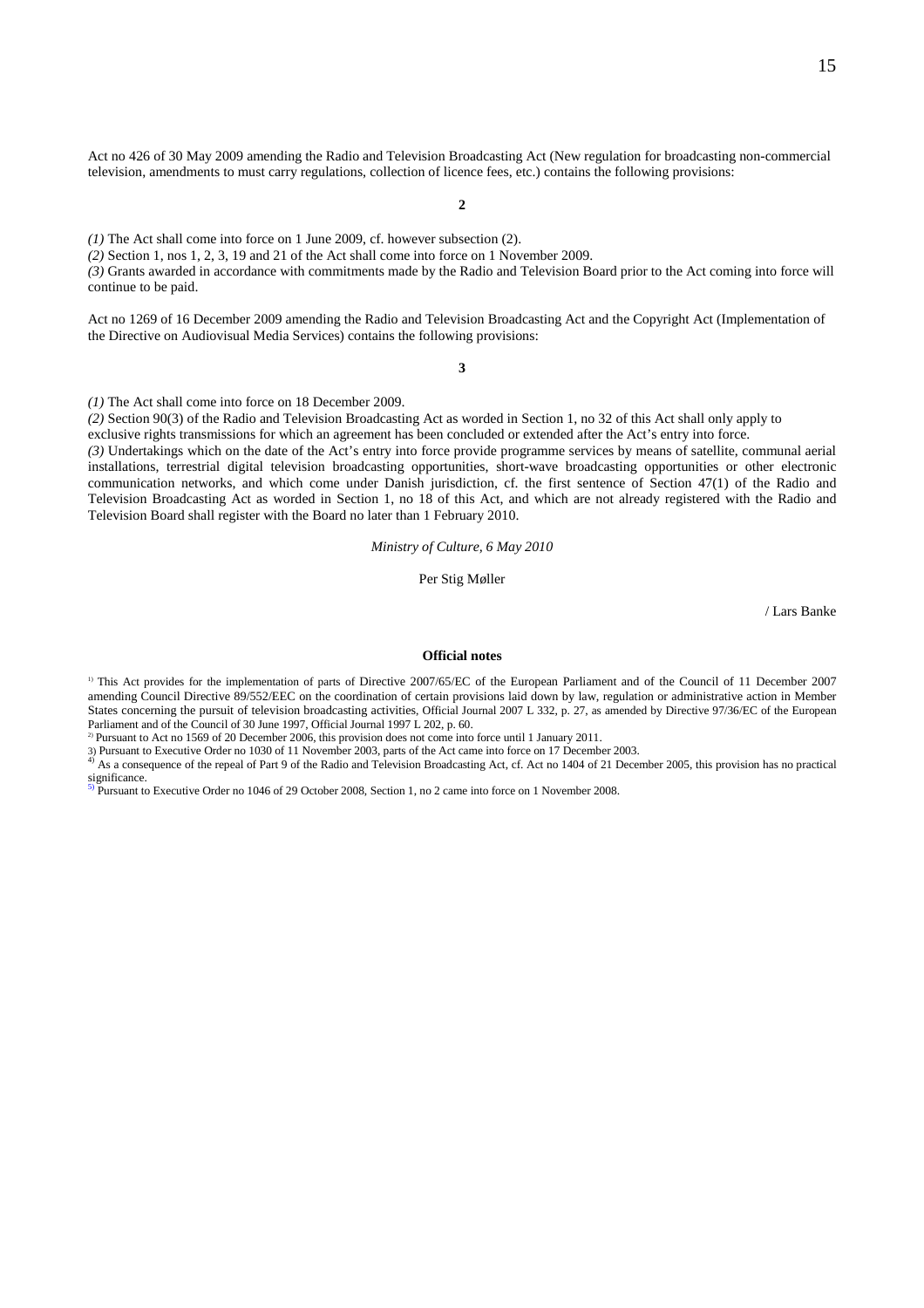Act no 426 of 30 May 2009 amending the Radio and Television Broadcasting Act (New regulation for broadcasting non-commercial television, amendments to must carry regulations, collection of licence fees, etc.) contains the following provisions:

**2**

*(1)* The Act shall come into force on 1 June 2009, cf. however subsection (2).

*(2)* Section 1, nos 1, 2, 3, 19 and 21 of the Act shall come into force on 1 November 2009.

*(3)* Grants awarded in accordance with commitments made by the Radio and Television Board prior to the Act coming into force will continue to be paid.

Act no 1269 of 16 December 2009 amending the Radio and Television Broadcasting Act and the Copyright Act (Implementation of the Directive on Audiovisual Media Services) contains the following provisions:

**3**

*(1)* The Act shall come into force on 18 December 2009.

*(2)* Section 90(3) of the Radio and Television Broadcasting Act as worded in Section 1, no 32 of this Act shall only apply to exclusive rights transmissions for which an agreement has been concluded or extended after the Act's entry into force.

*(3)* Undertakings which on the date of the Act's entry into force provide programme services by means of satellite, communal aerial installations, terrestrial digital television broadcasting opportunities, short-wave broadcasting opportunities or other electronic communication networks, and which come under Danish jurisdiction, cf. the first sentence of Section 47(1) of the Radio and Television Broadcasting Act as worded in Section 1, no 18 of this Act, and which are not already registered with the Radio and Television Board shall register with the Board no later than 1 February 2010.

*Ministry of Culture, 6 May 2010*

Per Stig Møller

/ Lars Banke

**Official notes**

[1] This Act provides for the implementation of parts of Directive 2007/65/EC of the European Parliament and of the Council of 11 December 2007 amending Council Directive 89/552/EEC on the coordination of certain provisions laid down by law, regulation or administrative action in Member States concerning the pursuit of television broadcasting activities, Official Journal 2007 L 332, p. 27, as amended by Directive 97/36/EC of the European Parliament and of the Council of 30 June 1997, Official Journal 1997 L 202, p. 60.

[2] Pursuant to Act no 1569 of 20 December 2006, this provision does not come into force until 1 January 2011.

[3] Pursuant to Executive Order no 1030 of 11 November 2003, parts of the Act came into force on 17 December 2003.

[4] As a consequence of the repeal of Part 9 of the Radio and Television Broadcasting Act, cf. Act no 1404 of 21 December 2005, this provision has no practical significance.

[5] Pursuant to Executive Order no 1046 of 29 October 2008, Section 1, no 2 came into force on 1 November 2008.